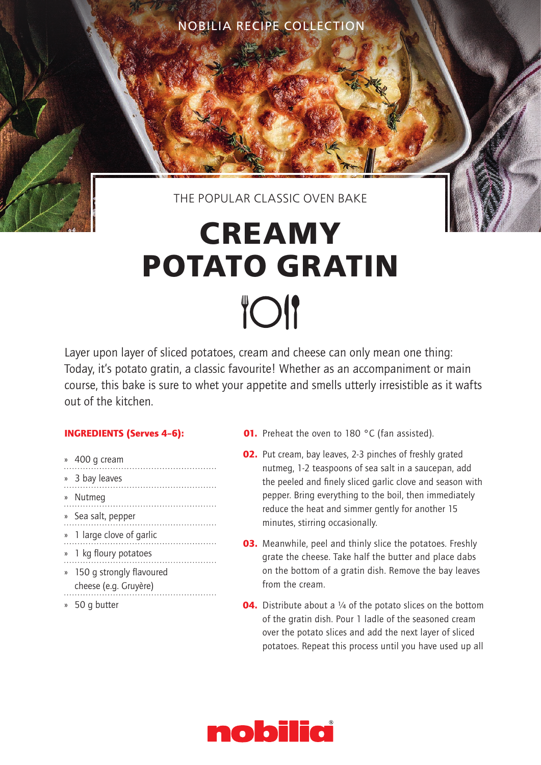NOBILIA RECIPE COLLECTION

THE POPULAR CLASSIC OVEN BAKE

# CREAMY POTATO GRATIN

Layer upon layer of sliced potatoes, cream and cheese can only mean one thing: Today, it's potato gratin, a classic favourite! Whether as an accompaniment or main course, this bake is sure to whet your appetite and smells utterly irresistible as it wafts out of the kitchen.

**INGREDIENTS (Serves 4–6):**

- 400 g cream
- 3 bay leaves
- Nutmeg
- Sea salt, pepper
- 1 large clove of garlic
- 1 kg floury potatoes
- 150 g strongly flavoured cheese (e.g. Gruyère)
- 50 g butter

**01.** Preheat the oven to 180 °C (fan assisted).

**02.** Put cream, bay leaves, 2-3 pinches of freshly grated nutmeg, 1-2 teaspoons of sea salt in a saucepan, add the peeled and finely sliced garlic clove and season with pepper. Bring everything to the boil, then immediately reduce the heat and simmer gently for another 15 minutes, stirring occasionally.

**03.** Meanwhile, peel and thinly slice the potatoes. Freshly grate the cheese. Take half the butter and place dabs on the bottom of a gratin dish. Remove the bay leaves from the cream.

**04.** Distribute about a ¼ of the potato slices on the bottom of the gratin dish. Pour 1 ladle of the seasoned cream over the potato slices and add the next layer of sliced potatoes. Repeat this process until you have used up all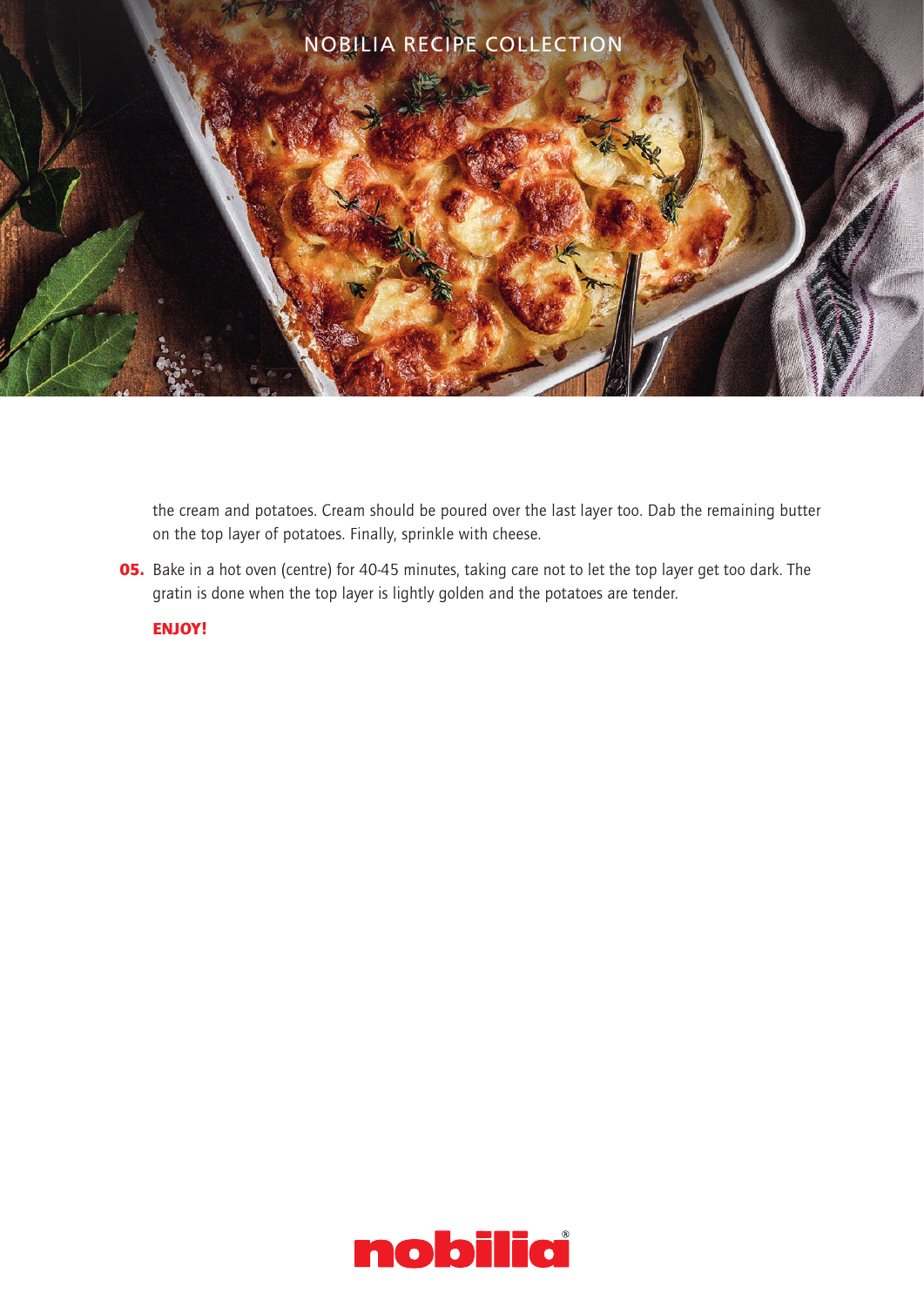the cream and potatoes. Cream should be poured over the last layer too. Dab the remaining butter on the top layer of potatoes. Finally, sprinkle with cheese.

**05.** Bake in a hot oven (centre) for 40-45 minutes, taking care not to let the top layer get too dark. The gratin is done when the top layer is lightly golden and the potatoes are tender.

**ENJOY!**